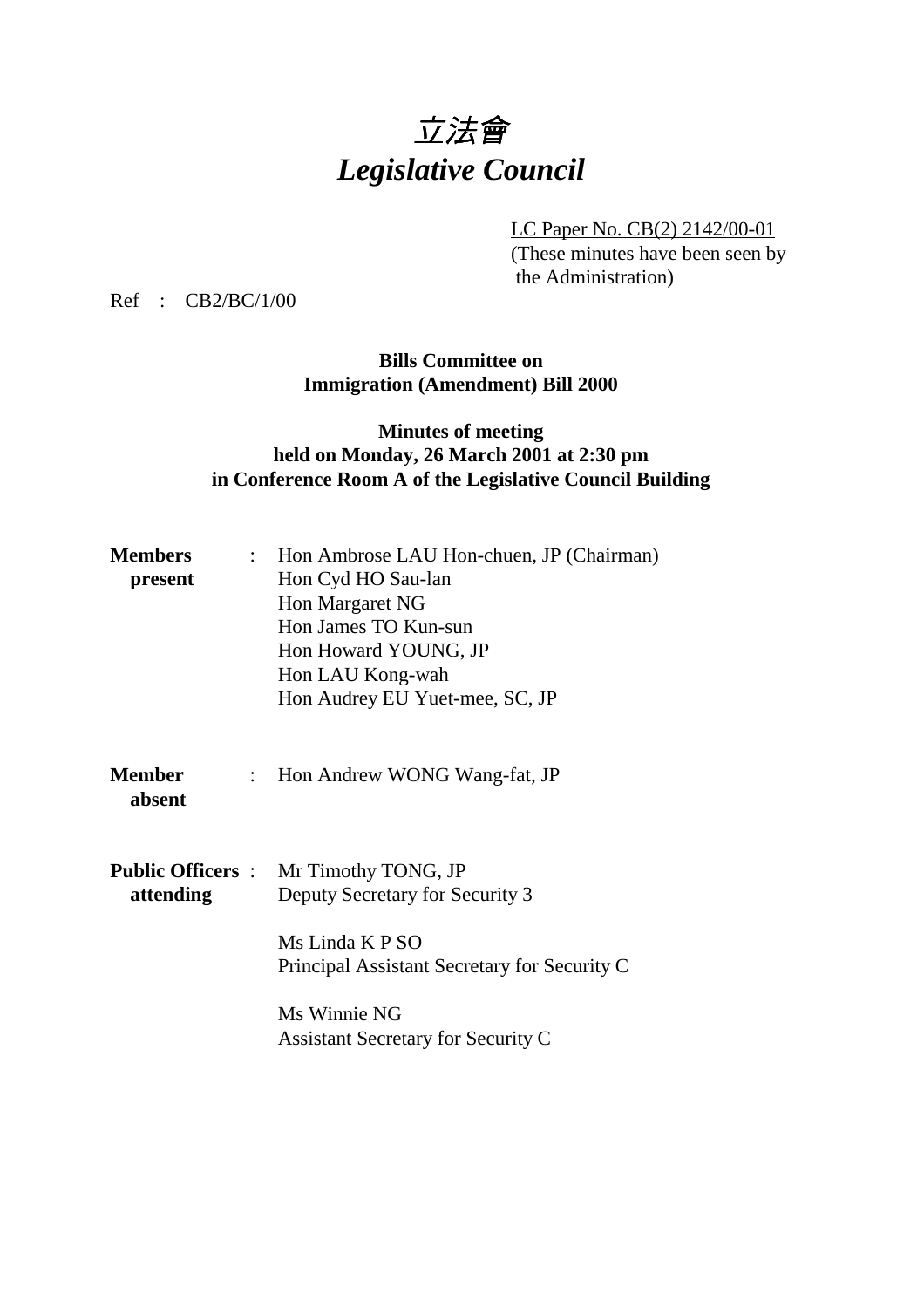# *立法會*
# *Legislative Council*

LC Paper No. CB(2) 2142/00-01
(These minutes have been seen by the Administration)

Ref : CB2/BC/1/00

**Bills Committee on Immigration (Amendment) Bill 2000**

**Minutes of meeting held on Monday, 26 March 2001 at 2:30 pm in Conference Room A of the Legislative Council Building**

**Members present** :
Hon Ambrose LAU Hon-chuen, JP (Chairman)
Hon Cyd HO Sau-lan
Hon Margaret NG
Hon James TO Kun-sun
Hon Howard YOUNG, JP
Hon LAU Kong-wah
Hon Audrey EU Yuet-mee, SC, JP

**Member absent** :
Hon Andrew WONG Wang-fat, JP

**Public Officers attending** :
Mr Timothy TONG, JP
Deputy Secretary for Security 3

Ms Linda K P SO
Principal Assistant Secretary for Security C

Ms Winnie NG
Assistant Secretary for Security C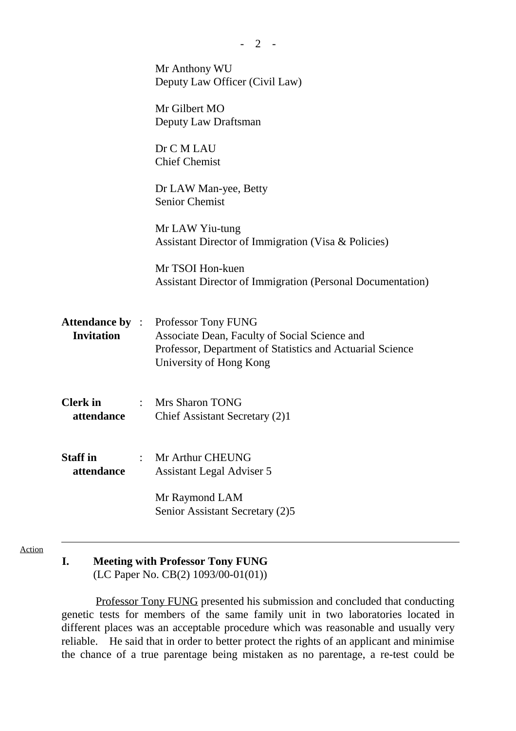Mr Anthony WU
Deputy Law Officer (Civil Law)

Mr Gilbert MO
Deputy Law Draftsman

Dr C M LAU
Chief Chemist

Dr LAW Man-yee, Betty
Senior Chemist

Mr LAW Yiu-tung
Assistant Director of Immigration (Visa & Policies)

Mr TSOI Hon-kuen
Assistant Director of Immigration (Personal Documentation)

**Attendance by Invitation** : Professor Tony FUNG
Associate Dean, Faculty of Social Science and
Professor, Department of Statistics and Actuarial Science
University of Hong Kong

**Clerk in attendance** : Mrs Sharon TONG
Chief Assistant Secretary (2)1

**Staff in attendance** : Mr Arthur CHEUNG
Assistant Legal Adviser 5

Mr Raymond LAM
Senior Assistant Secretary (2)5

---

Action

## I. Meeting with Professor Tony FUNG
(LC Paper No. CB(2) 1093/00-01(01))

Professor Tony FUNG presented his submission and concluded that conducting genetic tests for members of the same family unit in two laboratories located in different places was an acceptable procedure which was reasonable and usually very reliable. He said that in order to better protect the rights of an applicant and minimise the chance of a true parentage being mistaken as no parentage, a re-test could be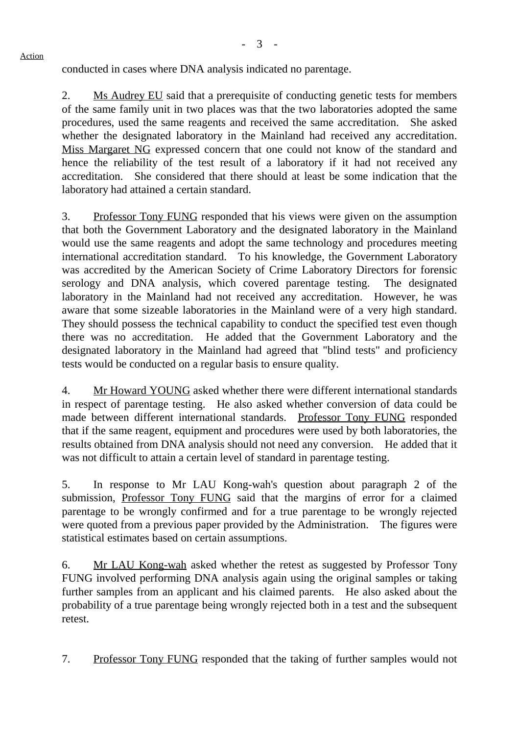Action

conducted in cases where DNA analysis indicated no parentage.

2. Ms Audrey EU said that a prerequisite of conducting genetic tests for members of the same family unit in two places was that the two laboratories adopted the same procedures, used the same reagents and received the same accreditation. She asked whether the designated laboratory in the Mainland had received any accreditation. Miss Margaret NG expressed concern that one could not know of the standard and hence the reliability of the test result of a laboratory if it had not received any accreditation. She considered that there should at least be some indication that the laboratory had attained a certain standard.

3. Professor Tony FUNG responded that his views were given on the assumption that both the Government Laboratory and the designated laboratory in the Mainland would use the same reagents and adopt the same technology and procedures meeting international accreditation standard. To his knowledge, the Government Laboratory was accredited by the American Society of Crime Laboratory Directors for forensic serology and DNA analysis, which covered parentage testing. The designated laboratory in the Mainland had not received any accreditation. However, he was aware that some sizeable laboratories in the Mainland were of a very high standard. They should possess the technical capability to conduct the specified test even though there was no accreditation. He added that the Government Laboratory and the designated laboratory in the Mainland had agreed that "blind tests" and proficiency tests would be conducted on a regular basis to ensure quality.

4. Mr Howard YOUNG asked whether there were different international standards in respect of parentage testing. He also asked whether conversion of data could be made between different international standards. Professor Tony FUNG responded that if the same reagent, equipment and procedures were used by both laboratories, the results obtained from DNA analysis should not need any conversion. He added that it was not difficult to attain a certain level of standard in parentage testing.

5. In response to Mr LAU Kong-wah's question about paragraph 2 of the submission, Professor Tony FUNG said that the margins of error for a claimed parentage to be wrongly confirmed and for a true parentage to be wrongly rejected were quoted from a previous paper provided by the Administration. The figures were statistical estimates based on certain assumptions.

6. Mr LAU Kong-wah asked whether the retest as suggested by Professor Tony FUNG involved performing DNA analysis again using the original samples or taking further samples from an applicant and his claimed parents. He also asked about the probability of a true parentage being wrongly rejected both in a test and the subsequent retest.

7. Professor Tony FUNG responded that the taking of further samples would not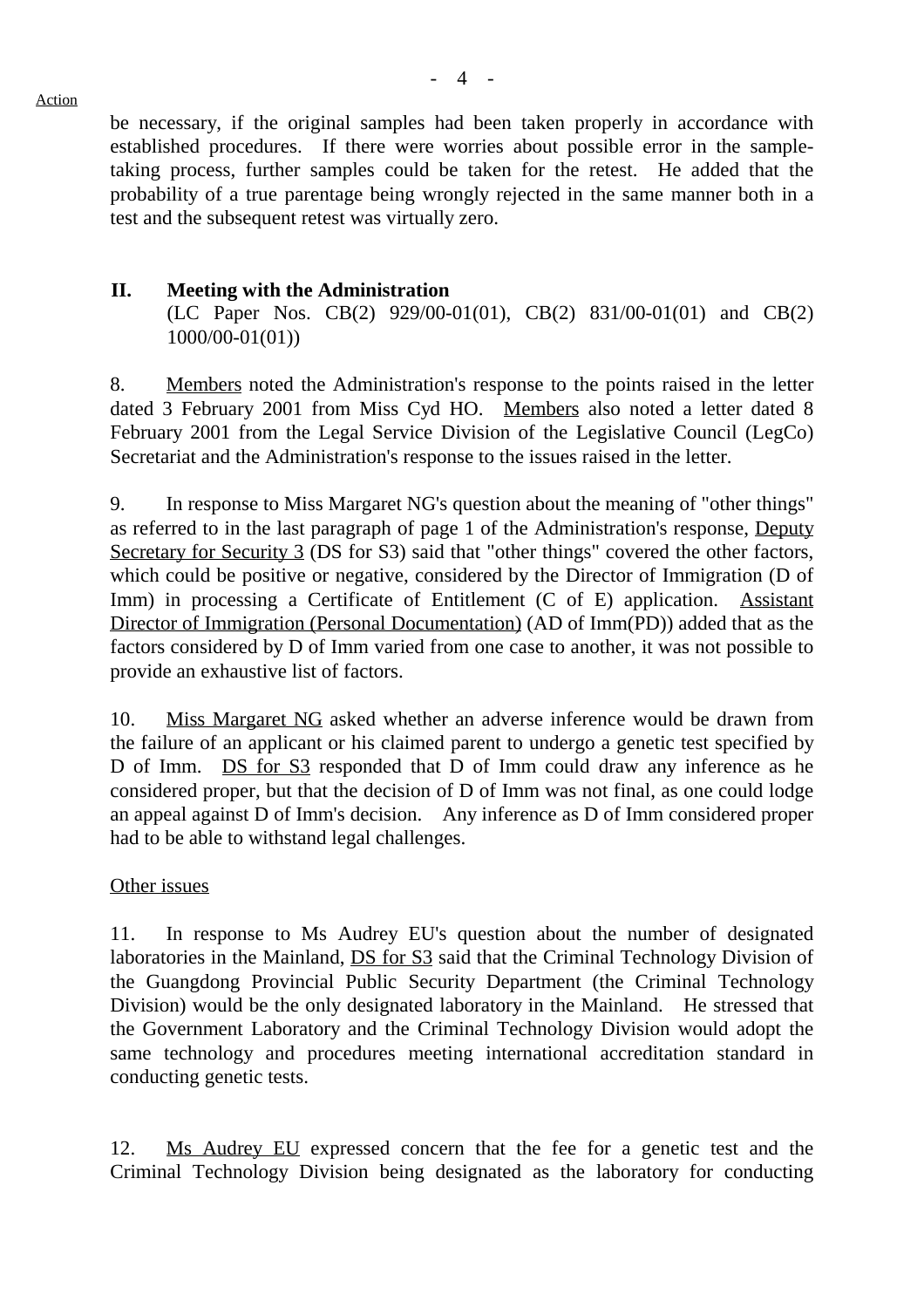be necessary, if the original samples had been taken properly in accordance with established procedures. If there were worries about possible error in the sample-taking process, further samples could be taken for the retest. He added that the probability of a true parentage being wrongly rejected in the same manner both in a test and the subsequent retest was virtually zero.

## II. Meeting with the Administration

(LC Paper Nos. CB(2) 929/00-01(01), CB(2) 831/00-01(01) and CB(2) 1000/00-01(01))

8. Members noted the Administration's response to the points raised in the letter dated 3 February 2001 from Miss Cyd HO. Members also noted a letter dated 8 February 2001 from the Legal Service Division of the Legislative Council (LegCo) Secretariat and the Administration's response to the issues raised in the letter.

9. In response to Miss Margaret NG's question about the meaning of "other things" as referred to in the last paragraph of page 1 of the Administration's response, Deputy Secretary for Security 3 (DS for S3) said that "other things" covered the other factors, which could be positive or negative, considered by the Director of Immigration (D of Imm) in processing a Certificate of Entitlement (C of E) application. Assistant Director of Immigration (Personal Documentation) (AD of Imm(PD)) added that as the factors considered by D of Imm varied from one case to another, it was not possible to provide an exhaustive list of factors.

10. Miss Margaret NG asked whether an adverse inference would be drawn from the failure of an applicant or his claimed parent to undergo a genetic test specified by D of Imm. DS for S3 responded that D of Imm could draw any inference as he considered proper, but that the decision of D of Imm was not final, as one could lodge an appeal against D of Imm's decision. Any inference as D of Imm considered proper had to be able to withstand legal challenges.

Other issues

11. In response to Ms Audrey EU's question about the number of designated laboratories in the Mainland, DS for S3 said that the Criminal Technology Division of the Guangdong Provincial Public Security Department (the Criminal Technology Division) would be the only designated laboratory in the Mainland. He stressed that the Government Laboratory and the Criminal Technology Division would adopt the same technology and procedures meeting international accreditation standard in conducting genetic tests.

12. Ms Audrey EU expressed concern that the fee for a genetic test and the Criminal Technology Division being designated as the laboratory for conducting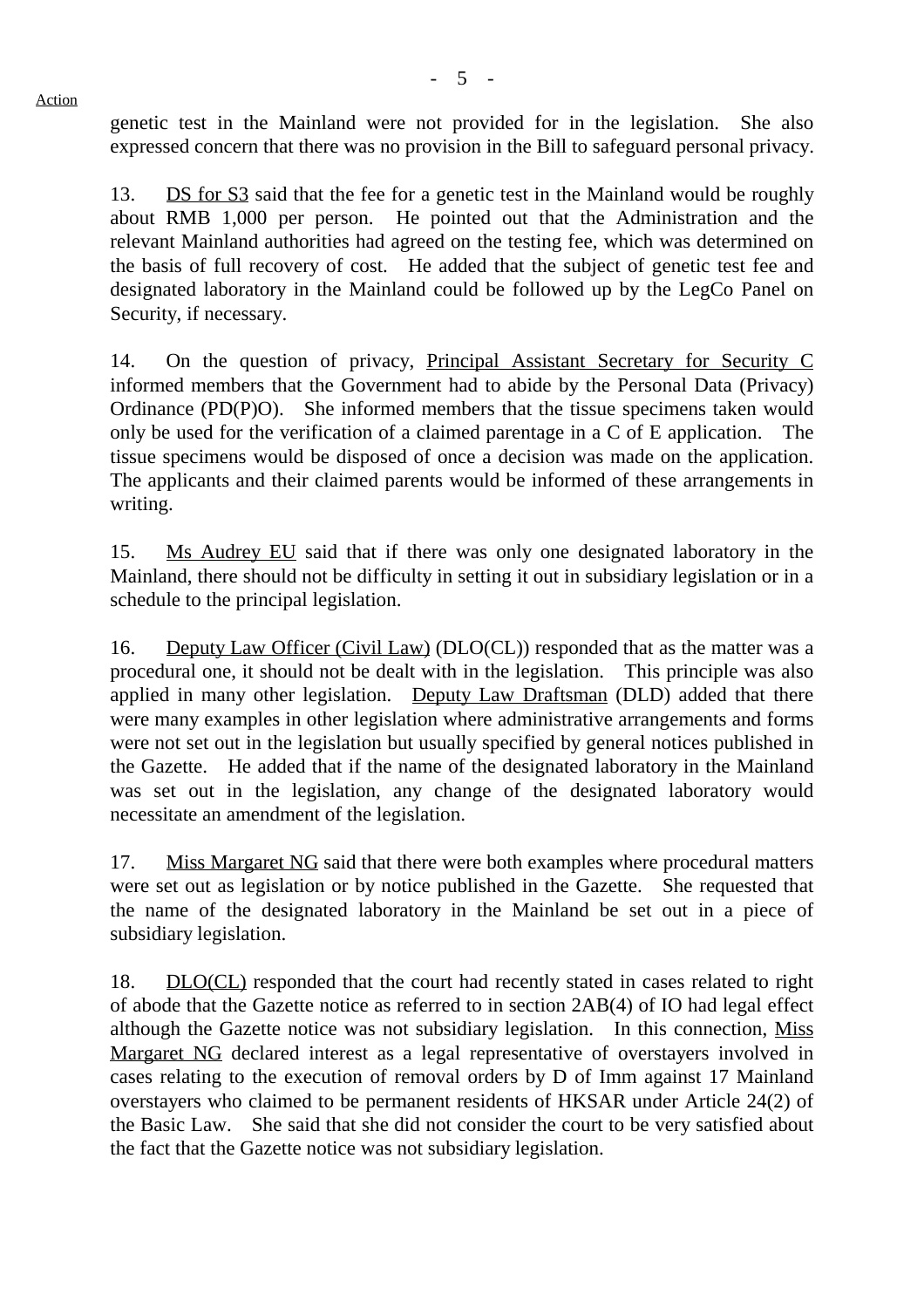Action

genetic test in the Mainland were not provided for in the legislation. She also expressed concern that there was no provision in the Bill to safeguard personal privacy.

13. DS for S3 said that the fee for a genetic test in the Mainland would be roughly about RMB 1,000 per person. He pointed out that the Administration and the relevant Mainland authorities had agreed on the testing fee, which was determined on the basis of full recovery of cost. He added that the subject of genetic test fee and designated laboratory in the Mainland could be followed up by the LegCo Panel on Security, if necessary.

14. On the question of privacy, Principal Assistant Secretary for Security C informed members that the Government had to abide by the Personal Data (Privacy) Ordinance (PD(P)O). She informed members that the tissue specimens taken would only be used for the verification of a claimed parentage in a C of E application. The tissue specimens would be disposed of once a decision was made on the application. The applicants and their claimed parents would be informed of these arrangements in writing.

15. Ms Audrey EU said that if there was only one designated laboratory in the Mainland, there should not be difficulty in setting it out in subsidiary legislation or in a schedule to the principal legislation.

16. Deputy Law Officer (Civil Law) (DLO(CL)) responded that as the matter was a procedural one, it should not be dealt with in the legislation. This principle was also applied in many other legislation. Deputy Law Draftsman (DLD) added that there were many examples in other legislation where administrative arrangements and forms were not set out in the legislation but usually specified by general notices published in the Gazette. He added that if the name of the designated laboratory in the Mainland was set out in the legislation, any change of the designated laboratory would necessitate an amendment of the legislation.

17. Miss Margaret NG said that there were both examples where procedural matters were set out as legislation or by notice published in the Gazette. She requested that the name of the designated laboratory in the Mainland be set out in a piece of subsidiary legislation.

18. DLO(CL) responded that the court had recently stated in cases related to right of abode that the Gazette notice as referred to in section 2AB(4) of IO had legal effect although the Gazette notice was not subsidiary legislation. In this connection, Miss Margaret NG declared interest as a legal representative of overstayers involved in cases relating to the execution of removal orders by D of Imm against 17 Mainland overstayers who claimed to be permanent residents of HKSAR under Article 24(2) of the Basic Law. She said that she did not consider the court to be very satisfied about the fact that the Gazette notice was not subsidiary legislation.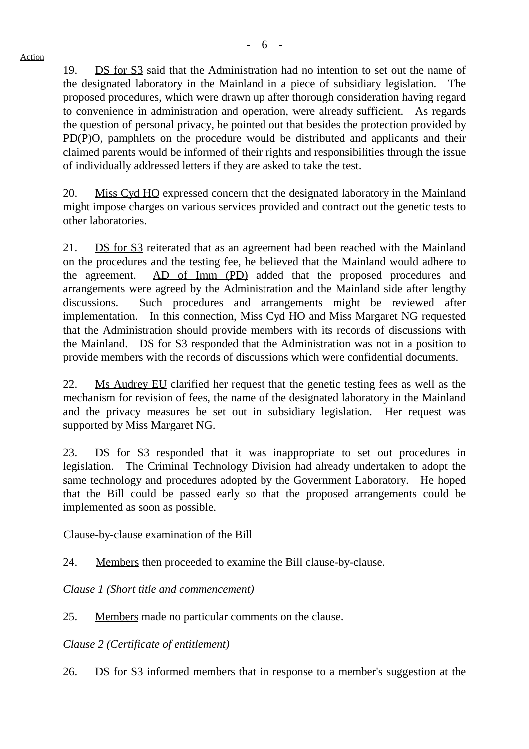Action

19. DS for S3 said that the Administration had no intention to set out the name of the designated laboratory in the Mainland in a piece of subsidiary legislation. The proposed procedures, which were drawn up after thorough consideration having regard to convenience in administration and operation, were already sufficient. As regards the question of personal privacy, he pointed out that besides the protection provided by PD(P)O, pamphlets on the procedure would be distributed and applicants and their claimed parents would be informed of their rights and responsibilities through the issue of individually addressed letters if they are asked to take the test.

20. Miss Cyd HO expressed concern that the designated laboratory in the Mainland might impose charges on various services provided and contract out the genetic tests to other laboratories.

21. DS for S3 reiterated that as an agreement had been reached with the Mainland on the procedures and the testing fee, he believed that the Mainland would adhere to the agreement. AD of Imm (PD) added that the proposed procedures and arrangements were agreed by the Administration and the Mainland side after lengthy discussions. Such procedures and arrangements might be reviewed after implementation. In this connection, Miss Cyd HO and Miss Margaret NG requested that the Administration should provide members with its records of discussions with the Mainland. DS for S3 responded that the Administration was not in a position to provide members with the records of discussions which were confidential documents.

22. Ms Audrey EU clarified her request that the genetic testing fees as well as the mechanism for revision of fees, the name of the designated laboratory in the Mainland and the privacy measures be set out in subsidiary legislation. Her request was supported by Miss Margaret NG.

23. DS for S3 responded that it was inappropriate to set out procedures in legislation. The Criminal Technology Division had already undertaken to adopt the same technology and procedures adopted by the Government Laboratory. He hoped that the Bill could be passed early so that the proposed arrangements could be implemented as soon as possible.

Clause-by-clause examination of the Bill

24. Members then proceeded to examine the Bill clause-by-clause.

*Clause 1 (Short title and commencement)*

25. Members made no particular comments on the clause.

*Clause 2 (Certificate of entitlement)*

26. DS for S3 informed members that in response to a member's suggestion at the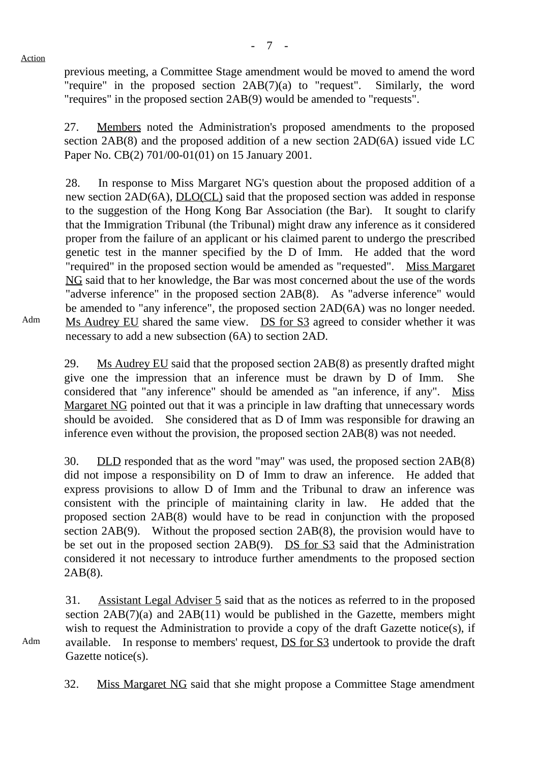Action

previous meeting, a Committee Stage amendment would be moved to amend the word "require" in the proposed section 2AB(7)(a) to "request". Similarly, the word "requires" in the proposed section 2AB(9) would be amended to "requests".

27. Members noted the Administration's proposed amendments to the proposed section 2AB(8) and the proposed addition of a new section 2AD(6A) issued vide LC Paper No. CB(2) 701/00-01(01) on 15 January 2001.

28. In response to Miss Margaret NG's question about the proposed addition of a new section 2AD(6A), DLO(CL) said that the proposed section was added in response to the suggestion of the Hong Kong Bar Association (the Bar). It sought to clarify that the Immigration Tribunal (the Tribunal) might draw any inference as it considered proper from the failure of an applicant or his claimed parent to undergo the prescribed genetic test in the manner specified by the D of Imm. He added that the word "required" in the proposed section would be amended as "requested". Miss Margaret NG said that to her knowledge, the Bar was most concerned about the use of the words "adverse inference" in the proposed section 2AB(8). As "adverse inference" would be amended to "any inference", the proposed section 2AD(6A) was no longer needed. Ms Audrey EU shared the same view. DS for S3 agreed to consider whether it was necessary to add a new subsection (6A) to section 2AD.

Adm

29. Ms Audrey EU said that the proposed section 2AB(8) as presently drafted might give one the impression that an inference must be drawn by D of Imm. She considered that "any inference" should be amended as "an inference, if any". Miss Margaret NG pointed out that it was a principle in law drafting that unnecessary words should be avoided. She considered that as D of Imm was responsible for drawing an inference even without the provision, the proposed section 2AB(8) was not needed.

30. DLD responded that as the word "may" was used, the proposed section 2AB(8) did not impose a responsibility on D of Imm to draw an inference. He added that express provisions to allow D of Imm and the Tribunal to draw an inference was consistent with the principle of maintaining clarity in law. He added that the proposed section 2AB(8) would have to be read in conjunction with the proposed section 2AB(9). Without the proposed section 2AB(8), the provision would have to be set out in the proposed section 2AB(9). DS for S3 said that the Administration considered it not necessary to introduce further amendments to the proposed section 2AB(8).

31. Assistant Legal Adviser 5 said that as the notices as referred to in the proposed section 2AB(7)(a) and 2AB(11) would be published in the Gazette, members might wish to request the Administration to provide a copy of the draft Gazette notice(s), if available. In response to members' request, DS for S3 undertook to provide the draft Gazette notice(s).

Adm

32. Miss Margaret NG said that she might propose a Committee Stage amendment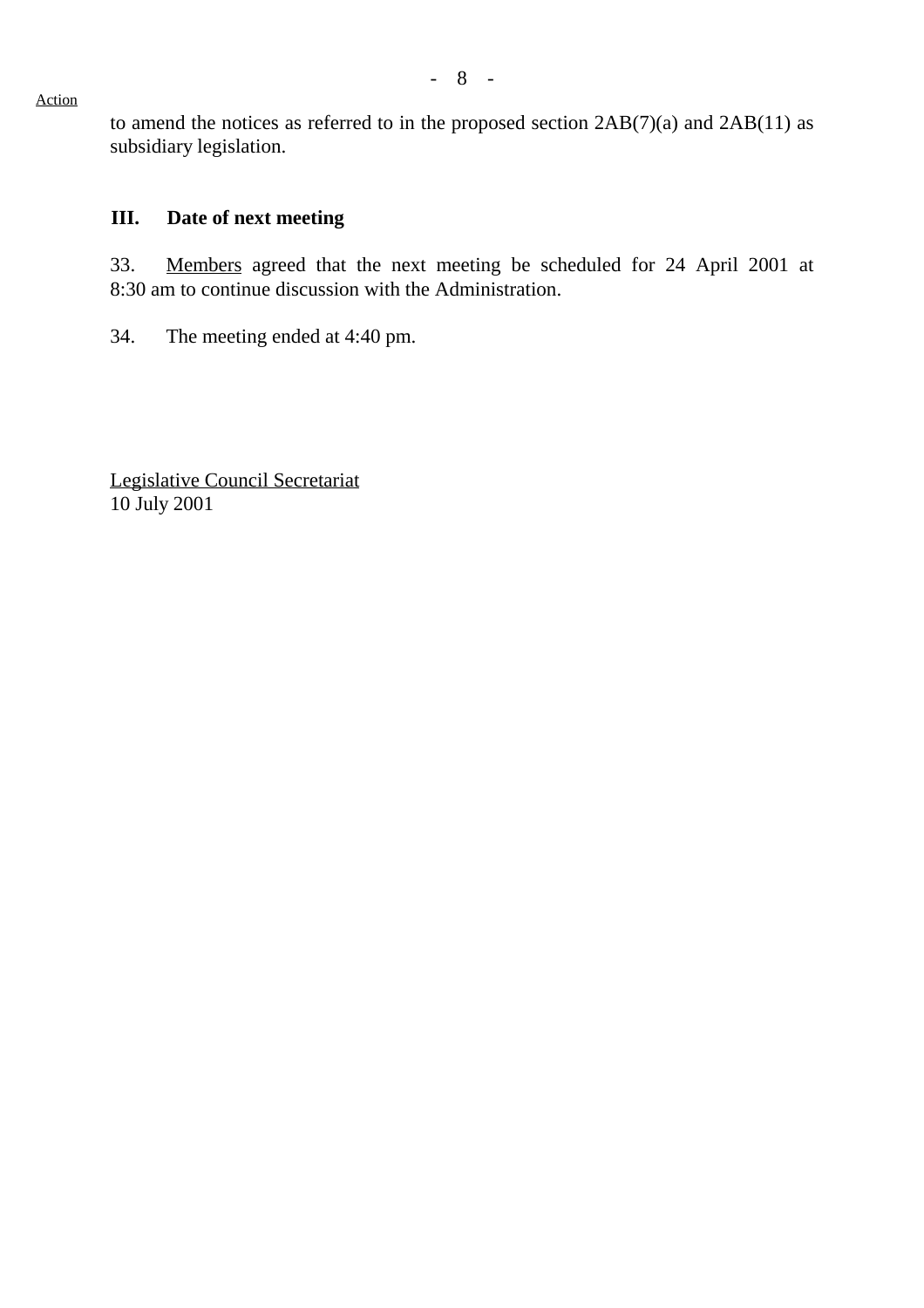Action

to amend the notices as referred to in the proposed section 2AB(7)(a) and 2AB(11) as subsidiary legislation.

### III. Date of next meeting

33. Members agreed that the next meeting be scheduled for 24 April 2001 at 8:30 am to continue discussion with the Administration.

34. The meeting ended at 4:40 pm.

Legislative Council Secretariat
10 July 2001